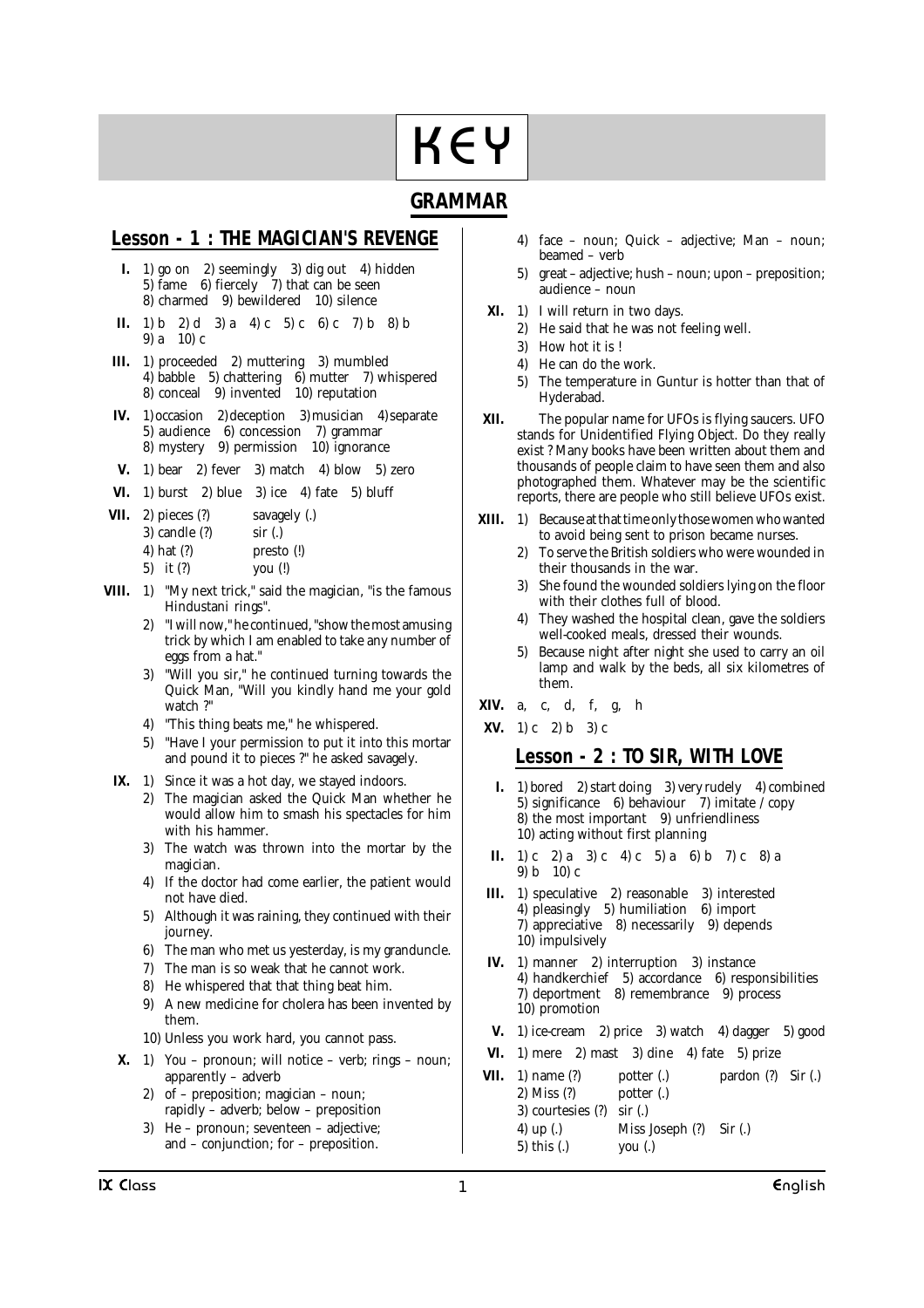# KEY

## GRAMMAR

### Lesson - 1 : THE MAGICIAN'S REVENGE

**I.** 1) go on 2) seemingly 3) dig out 4) hidden 5) fame 6) fiercely 7) that can be seen 8) charmed 9) bewildered 10) silence

**II.** 1) b 2) d 3) a 4) c 5) c 6) c 7) b 8) b 9) a 10) c

**III.** 1) proceeded 2) muttering 3) mumbled 4) babble 5) chattering 6) mutter 7) whispered 8) conceal 9) invented 10) reputation

**IV.** 1) occasion 2) deception 3) musician 4) separate 5) audience 6) concession 7) grammar 8) mystery 9) permission 10) ignorance

**V.** 1) bear 2) fever 3) match 4) blow 5) zero

**VI.** 1) burst 2) blue 3) ice 4) fate 5) bluff

**VII.**
2) pieces (?) savagely (.)
3) candle (?) sir (.)
4) hat (?) presto (!)
5) it (?) you (!)

**VIII.**
1) "My next trick," said the magician, "is the famous Hindustani rings".
2) "I will now," he continued, "show the most amusing trick by which I am enabled to take any number of eggs from a hat."
3) "Will you sir," he continued turning towards the Quick Man, "Will you kindly hand me your gold watch ?"
4) "This thing beats me," he whispered.
5) "Have I your permission to put it into this mortar and pound it to pieces ?" he asked savagely.

**IX.**
1) Since it was a hot day, we stayed indoors.
2) The magician asked the Quick Man whether he would allow him to smash his spectacles for him with his hammer.
3) The watch was thrown into the mortar by the magician.
4) If the doctor had come earlier, the patient would not have died.
5) Although it was raining, they continued with their journey.
6) The man who met us yesterday, is my granduncle.
7) The man is so weak that he cannot work.
8) He whispered that that thing beat him.
9) A new medicine for cholera has been invented by them.
10) Unless you work hard, you cannot pass.

**X.**
1) You – pronoun; will notice – verb; rings – noun; apparently – adverb
2) of – preposition; magician – noun; rapidly – adverb; below – preposition
3) He – pronoun; seventeen – adjective; and – conjunction; for – preposition.
4) face – noun; Quick – adjective; Man – noun; beamed – verb
5) great – adjective; hush – noun; upon – preposition; audience – noun

**XI.**
1) I will return in two days.
2) He said that he was not feeling well.
3) How hot it is !
4) He can do the work.
5) The temperature in Guntur is hotter than that of Hyderabad.

**XII.** The popular name for UFOs is flying saucers. UFO stands for Unidentified Flying Object. Do they really exist ? Many books have been written about them and thousands of people claim to have seen them and also photographed them. Whatever may be the scientific reports, there are people who still believe UFOs exist.

**XIII.**
1) Because at that time only those women who wanted to avoid being sent to prison became nurses.
2) To serve the British soldiers who were wounded in their thousands in the war.
3) She found the wounded soldiers lying on the floor with their clothes full of blood.
4) They washed the hospital clean, gave the soldiers well-cooked meals, dressed their wounds.
5) Because night after night she used to carry an oil lamp and walk by the beds, all six kilometres of them.

**XIV.** a, c, d, f, g, h

**XV.** 1) c 2) b 3) c

### Lesson - 2 : TO SIR, WITH LOVE

**I.** 1) bored 2) start doing 3) very rudely 4) combined 5) significance 6) behaviour 7) imitate / copy 8) the most important 9) unfriendliness 10) acting without first planning

**II.** 1) c 2) a 3) c 4) c 5) a 6) b 7) c 8) a 9) b 10) c

**III.** 1) speculative 2) reasonable 3) interested 4) pleasingly 5) humiliation 6) import 7) appreciative 8) necessarily 9) depends 10) impulsively

**IV.** 1) manner 2) interruption 3) instance 4) handkerchief 5) accordance 6) responsibilities 7) deportment 8) remembrance 9) process 10) promotion

**V.** 1) ice-cream 2) price 3) watch 4) dagger 5) good

**VI.** 1) mere 2) mast 3) dine 4) fate 5) prize

**VII.**
1) name (?) potter (.) pardon (?) Sir (.)
2) Miss (?) potter (.)
3) courtesies (?) sir (.)
4) up (.) Miss Joseph (?) Sir (.)
5) this (.) you (.)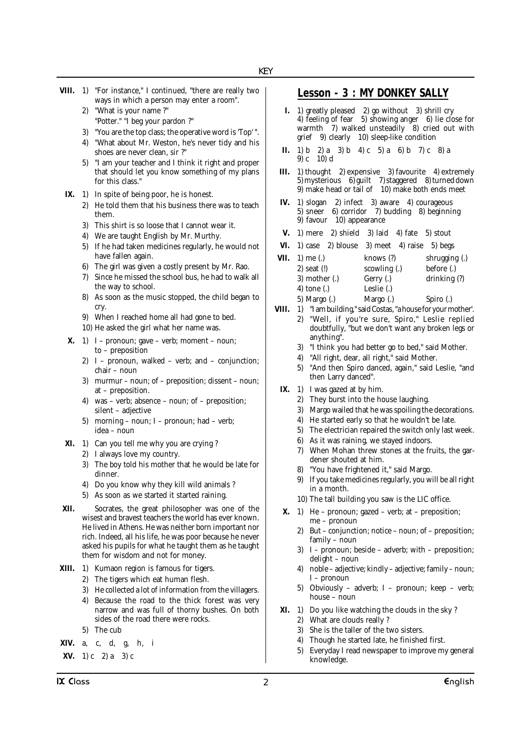**VIII.**
1) "For instance," I continued, "there are really two ways in which a person may enter a room".
2) "What is your name ?" "Potter." "I beg your pardon ?"
3) "You are the top class; the operative word is 'Top' ".
4) "What about Mr. Weston, he's never tidy and his shoes are never clean, sir ?"
5) "I am your teacher and I think it right and proper that should let you know something of my plans for this class."

**IX.**
1) In spite of being poor, he is honest.
2) He told them that his business there was to teach them.
3) This shirt is so loose that I cannot wear it.
4) We are taught English by Mr. Murthy.
5) If he had taken medicines regularly, he would not have fallen again.
6) The girl was given a costly present by Mr. Rao.
7) Since he missed the school bus, he had to walk all the way to school.
8) As soon as the music stopped, the child began to cry.
9) When I reached home all had gone to bed.
10) He asked the girl what her name was.

**X.**
1) I – pronoun; gave – verb; moment – noun; to – preposition
2) I – pronoun, walked – verb; and – conjunction; chair – noun
3) murmur – noun; of – preposition; dissent – noun; at – preposition.
4) was – verb; absence – noun; of – preposition; silent – adjective
5) morning – noun; I – pronoun; had – verb; idea – noun

**XI.**
1) Can you tell me why you are crying ?
2) I always love my country.
3) The boy told his mother that he would be late for dinner.
4) Do you know why they kill wild animals ?
5) As soon as we started it started raining.

**XII.** Socrates, the great philosopher was one of the wisest and bravest teachers the world has ever known. He lived in Athens. He was neither born important nor rich. Indeed, all his life, he was poor because he never asked his pupils for what he taught them as he taught them for wisdom and not for money.

**XIII.**
1) Kumaon region is famous for tigers.
2) The tigers which eat human flesh.
3) He collected a lot of information from the villagers.
4) Because the road to the thick forest was very narrow and was full of thorny bushes. On both sides of the road there were rocks.
5) The cub

**XIV.** a, c, d, g, h, i

**XV.** 1) c 2) a 3) c

## Lesson - 3 : MY DONKEY SALLY

**I.** 1) greatly pleased 2) go without 3) shrill cry 4) feeling of fear 5) showing anger 6) lie close for warmth 7) walked unsteadily 8) cried out with grief 9) clearly 10) sleep-like condition

**II.** 1) b 2) a 3) b 4) c 5) a 6) b 7) c 8) a 9) c 10) d

**III.** 1) thought 2) expensive 3) favourite 4) extremely 5) mysterious 6) guilt 7) staggered 8) turned down 9) make head or tail of 10) make both ends meet

**IV.** 1) slogan 2) infect 3) aware 4) courageous 5) sneer 6) corridor 7) budding 8) beginning 9) favour 10) appearance

**V.** 1) mere 2) shield 3) laid 4) fate 5) stout

**VI.** 1) case 2) blouse 3) meet 4) raise 5) begs

**VII.**

| | | |
|---|---|---|
| 1) me (.) | knows (?) | shrugging (.) |
| 2) seat (!) | scowling (.) | before (.) |
| 3) mother (.) | Gerry (.) | drinking (?) |
| 4) tone (.) | Leslie (.) | |
| 5) Margo (.) | Margo (.) | Spiro (.) |

**VIII.**
1) "I am building," said Costas, "a house for your mother'.
2) "Well, if you're sure, Spiro," Leslie replied doubtfully, "but we don't want any broken legs or anything".
3) "I think you had better go to bed," said Mother.
4) "All right, dear, all right," said Mother.
5) "And then Spiro danced, again," said Leslie, "and then Larry danced".

**IX.**
1) I was gazed at by him.
2) They burst into the house laughing.
3) Margo wailed that he was spoiling the decorations.
4) He started early so that he wouldn't be late.
5) The electrician repaired the switch only last week.
6) As it was raining, we stayed indoors.
7) When Mohan threw stones at the fruits, the gardener shouted at him.
8) "You have frightened it," said Margo.
9) If you take medicines regularly, you will be all right in a month.
10) The tall building you saw is the LIC office.

**X.**
1) He – pronoun; gazed – verb; at – preposition; me – pronoun
2) But – conjunction; notice – noun; of – preposition; family – noun
3) I – pronoun; beside – adverb; with – preposition; delight – noun
4) noble – adjective; kindly – adjective; family – noun; I – pronoun
5) Obviously – adverb; I – pronoun; keep – verb; house – noun

**XI.**
1) Do you like watching the clouds in the sky ?
2) What are clouds really ?
3) She is the taller of the two sisters.
4) Though he started late, he finished first.
5) Everyday I read newspaper to improve my general knowledge.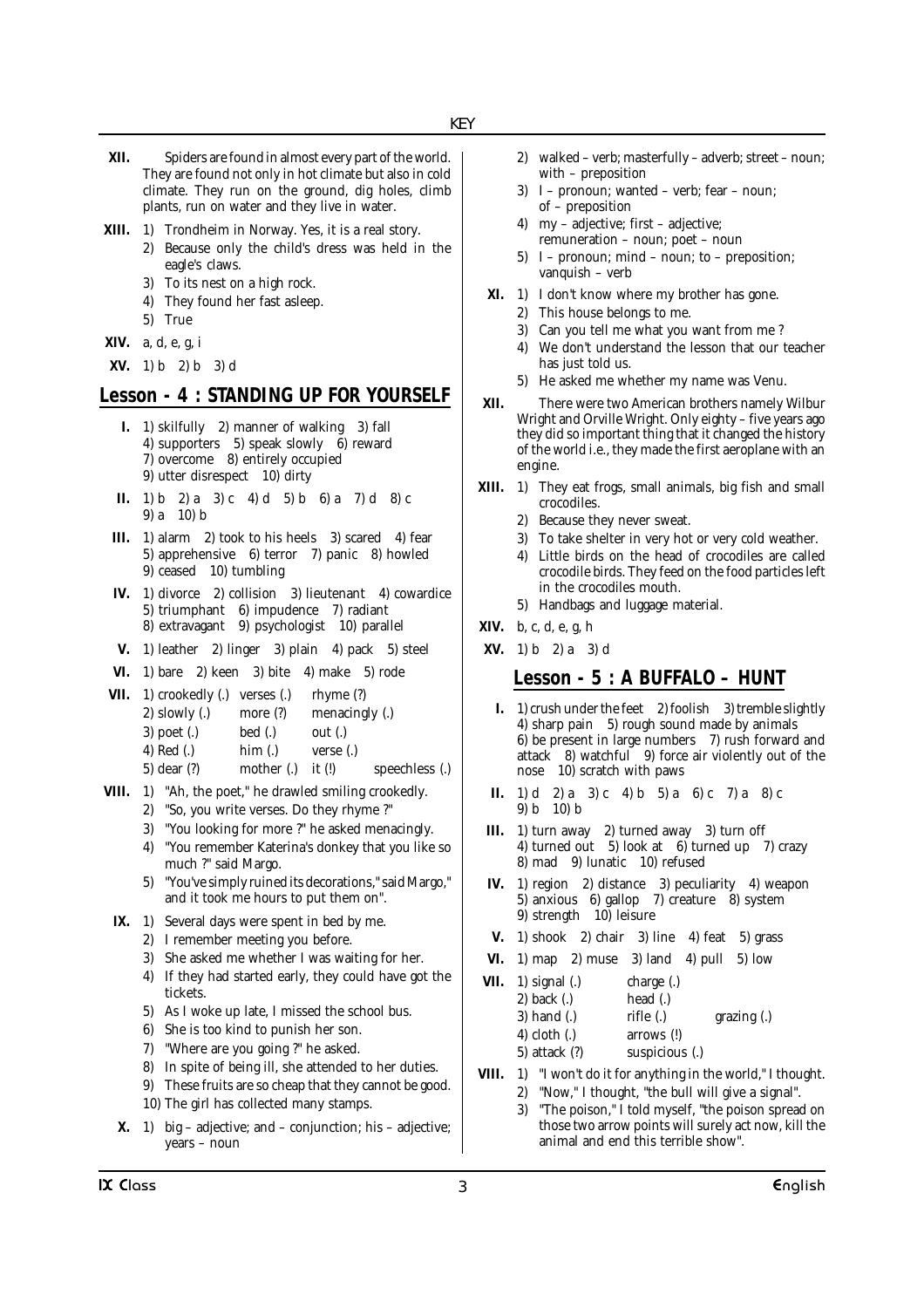**XII.** Spiders are found in almost every part of the world. They are found not only in hot climate but also in cold climate. They run on the ground, dig holes, climb plants, run on water and they live in water.

**XIII.** 1) Trondheim in Norway. Yes, it is a real story.
2) Because only the child's dress was held in the eagle's claws.
3) To its nest on a high rock.
4) They found her fast asleep.
5) True

**XIV.** a, d, e, g, i

**XV.** 1) b 2) b 3) d

## Lesson - 4 : STANDING UP FOR YOURSELF

**I.** 1) skilfully 2) manner of walking 3) fall 4) supporters 5) speak slowly 6) reward 7) overcome 8) entirely occupied 9) utter disrespect 10) dirty

**II.** 1) b 2) a 3) c 4) d 5) b 6) a 7) d 8) c 9) a 10) b

**III.** 1) alarm 2) took to his heels 3) scared 4) fear 5) apprehensive 6) terror 7) panic 8) howled 9) ceased 10) tumbling

**IV.** 1) divorce 2) collision 3) lieutenant 4) cowardice 5) triumphant 6) impudence 7) radiant 8) extravagant 9) psychologist 10) parallel

**V.** 1) leather 2) linger 3) plain 4) pack 5) steel

**VI.** 1) bare 2) keen 3) bite 4) make 5) rode

**VII.**
1) crookedly (.) verses (.) rhyme (?)
2) slowly (.) more (?) menacingly (.)
3) poet (.) bed (.) out (.)
4) Red (.) him (.) verse (.)
5) dear (?) mother (.) it (!) speechless (.)

**VIII.** 1) "Ah, the poet," he drawled smiling crookedly.
2) "So, you write verses. Do they rhyme ?"
3) "You looking for more ?" he asked menacingly.
4) "You remember Katerina's donkey that you like so much ?" said Margo.
5) "You've simply ruined its decorations," said Margo," and it took me hours to put them on".

**IX.** 1) Several days were spent in bed by me.
2) I remember meeting you before.
3) She asked me whether I was waiting for her.
4) If they had started early, they could have got the tickets.
5) As I woke up late, I missed the school bus.
6) She is too kind to punish her son.
7) "Where are you going ?" he asked.
8) In spite of being ill, she attended to her duties.
9) These fruits are so cheap that they cannot be good.
10) The girl has collected many stamps.

**X.** 1) big – adjective; and – conjunction; his – adjective; years – noun
2) walked – verb; masterfully – adverb; street – noun; with – preposition
3) I – pronoun; wanted – verb; fear – noun; of – preposition
4) my – adjective; first – adjective; remuneration – noun; poet – noun
5) I – pronoun; mind – noun; to – preposition; vanquish – verb

**XI.** 1) I don't know where my brother has gone.
2) This house belongs to me.
3) Can you tell me what you want from me ?
4) We don't understand the lesson that our teacher has just told us.
5) He asked me whether my name was Venu.

**XII.** There were two American brothers namely Wilbur Wright and Orville Wright. Only eighty – five years ago they did so important thing that it changed the history of the world i.e., they made the first aeroplane with an engine.

**XIII.** 1) They eat frogs, small animals, big fish and small crocodiles.
2) Because they never sweat.
3) To take shelter in very hot or very cold weather.
4) Little birds on the head of crocodiles are called crocodile birds. They feed on the food particles left in the crocodiles mouth.
5) Handbags and luggage material.

**XIV.** b, c, d, e, g, h

**XV.** 1) b 2) a 3) d

## Lesson - 5 : A BUFFALO – HUNT

**I.** 1) crush under the feet 2) foolish 3) tremble slightly 4) sharp pain 5) rough sound made by animals 6) be present in large numbers 7) rush forward and attack 8) watchful 9) force air violently out of the nose 10) scratch with paws

**II.** 1) d 2) a 3) c 4) b 5) a 6) c 7) a 8) c 9) b 10) b

**III.** 1) turn away 2) turned away 3) turn off 4) turned out 5) look at 6) turned up 7) crazy 8) mad 9) lunatic 10) refused

**IV.** 1) region 2) distance 3) peculiarity 4) weapon 5) anxious 6) gallop 7) creature 8) system 9) strength 10) leisure

**V.** 1) shook 2) chair 3) line 4) feat 5) grass

**VI.** 1) map 2) muse 3) land 4) pull 5) low

**VII.**
1) signal (.) charge (.)
2) back (.) head (.)
3) hand (.) rifle (.) grazing (.)
4) cloth (.) arrows (!)
5) attack (?) suspicious (.)

**VIII.** 1) "I won't do it for anything in the world," I thought.
2) "Now," I thought, "the bull will give a signal".
3) "The poison," I told myself, "the poison spread on those two arrow points will surely act now, kill the animal and end this terrible show".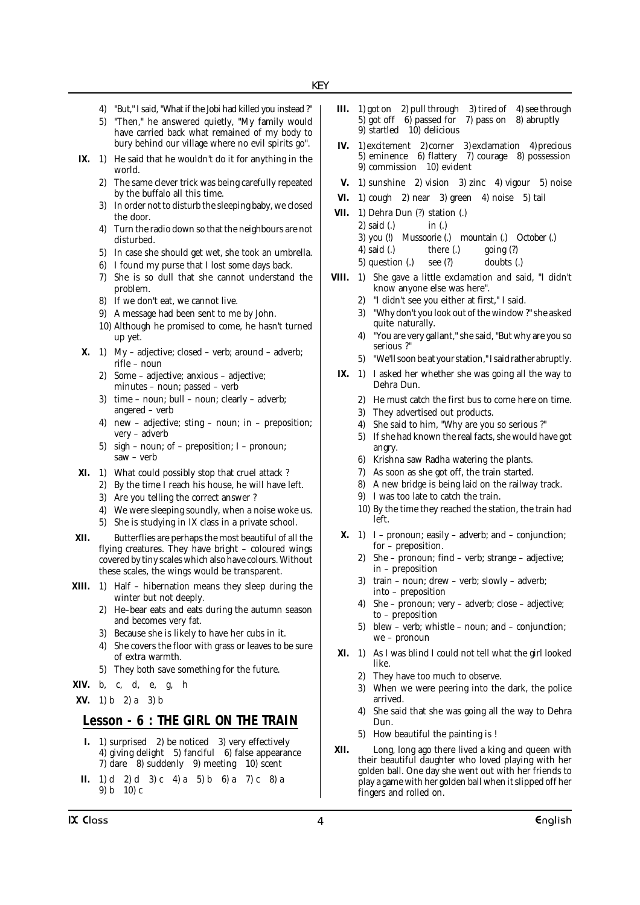4) "But," I said, "What if the Jobi had killed you instead ?"
5) "Then," he answered quietly, "My family would have carried back what remained of my body to bury behind our village where no evil spirits go".

**IX.** 1) He said that he wouldn't do it for anything in the world.
2) The same clever trick was being carefully repeated by the buffalo all this time.
3) In order not to disturb the sleeping baby, we closed the door.
4) Turn the radio down so that the neighbours are not disturbed.
5) In case she should get wet, she took an umbrella.
6) I found my purse that I lost some days back.
7) She is so dull that she cannot understand the problem.
8) If we don't eat, we cannot live.
9) A message had been sent to me by John.
10) Although he promised to come, he hasn't turned up yet.

**X.** 1) My – adjective; closed – verb; around – adverb; rifle – noun
2) Some – adjective; anxious – adjective; minutes – noun; passed – verb
3) time – noun; bull – noun; clearly – adverb; angered – verb
4) new – adjective; sting – noun; in – preposition; very – adverb
5) sigh – noun; of – preposition; I – pronoun; saw – verb

**XI.** 1) What could possibly stop that cruel attack ?
2) By the time I reach his house, he will have left.
3) Are you telling the correct answer ?
4) We were sleeping soundly, when a noise woke us.
5) She is studying in IX class in a private school.

**XII.** Butterflies are perhaps the most beautiful of all the flying creatures. They have bright – coloured wings covered by tiny scales which also have colours. Without these scales, the wings would be transparent.

**XIII.** 1) Half – hibernation means they sleep during the winter but not deeply.
2) He–bear eats and eats during the autumn season and becomes very fat.
3) Because she is likely to have her cubs in it.
4) She covers the floor with grass or leaves to be sure of extra warmth.
5) They both save something for the future.

**XIV.** b, c, d, e, g, h

**XV.** 1) b 2) a 3) b

## Lesson - 6 : THE GIRL ON THE TRAIN

**I.** 1) surprised 2) be noticed 3) very effectively 4) giving delight 5) fanciful 6) false appearance 7) dare 8) suddenly 9) meeting 10) scent

**II.** 1) d 2) d 3) c 4) a 5) b 6) a 7) c 8) a 9) b 10) c

**III.** 1) got on 2) pull through 3) tired of 4) see through 5) got off 6) passed for 7) pass on 8) abruptly 9) startled 10) delicious

**IV.** 1) excitement 2) corner 3) exclamation 4) precious 5) eminence 6) flattery 7) courage 8) possession 9) commission 10) evident

**V.** 1) sunshine 2) vision 3) zinc 4) vigour 5) noise

**VI.** 1) cough 2) near 3) green 4) noise 5) tail

**VII.** 1) Dehra Dun (?) station (.)
2) said (.) in (.)
3) you (!) Mussoorie (.) mountain (.) October (.)
4) said (.) there (.) going (?)
5) question (.) see (?) doubts (.)

**VIII.** 1) She gave a little exclamation and said, "I didn't know anyone else was here".
2) "I didn't see you either at first," I said.
3) "Why don't you look out of the window ?" she asked quite naturally.
4) "You are very gallant," she said, "But why are you so serious ?"
5) "We'll soon be at your station," I said rather abruptly.

**IX.** 1) I asked her whether she was going all the way to Dehra Dun.
2) He must catch the first bus to come here on time.
3) They advertised out products.
4) She said to him, "Why are you so serious ?"
5) If she had known the real facts, she would have got angry.
6) Krishna saw Radha watering the plants.
7) As soon as she got off, the train started.
8) A new bridge is being laid on the railway track.
9) I was too late to catch the train.
10) By the time they reached the station, the train had left.

**X.** 1) I – pronoun; easily – adverb; and – conjunction; for – preposition.
2) She – pronoun; find – verb; strange – adjective; in – preposition
3) train – noun; drew – verb; slowly – adverb; into – preposition
4) She – pronoun; very – adverb; close – adjective; to – preposition
5) blew – verb; whistle – noun; and – conjunction; we – pronoun

**XI.** 1) As I was blind I could not tell what the girl looked like.
2) They have too much to observe.
3) When we were peering into the dark, the police arrived.
4) She said that she was going all the way to Dehra Dun.
5) How beautiful the painting is !

**XII.** Long, long ago there lived a king and queen with their beautiful daughter who loved playing with her golden ball. One day she went out with her friends to play a game with her golden ball when it slipped off her fingers and rolled on.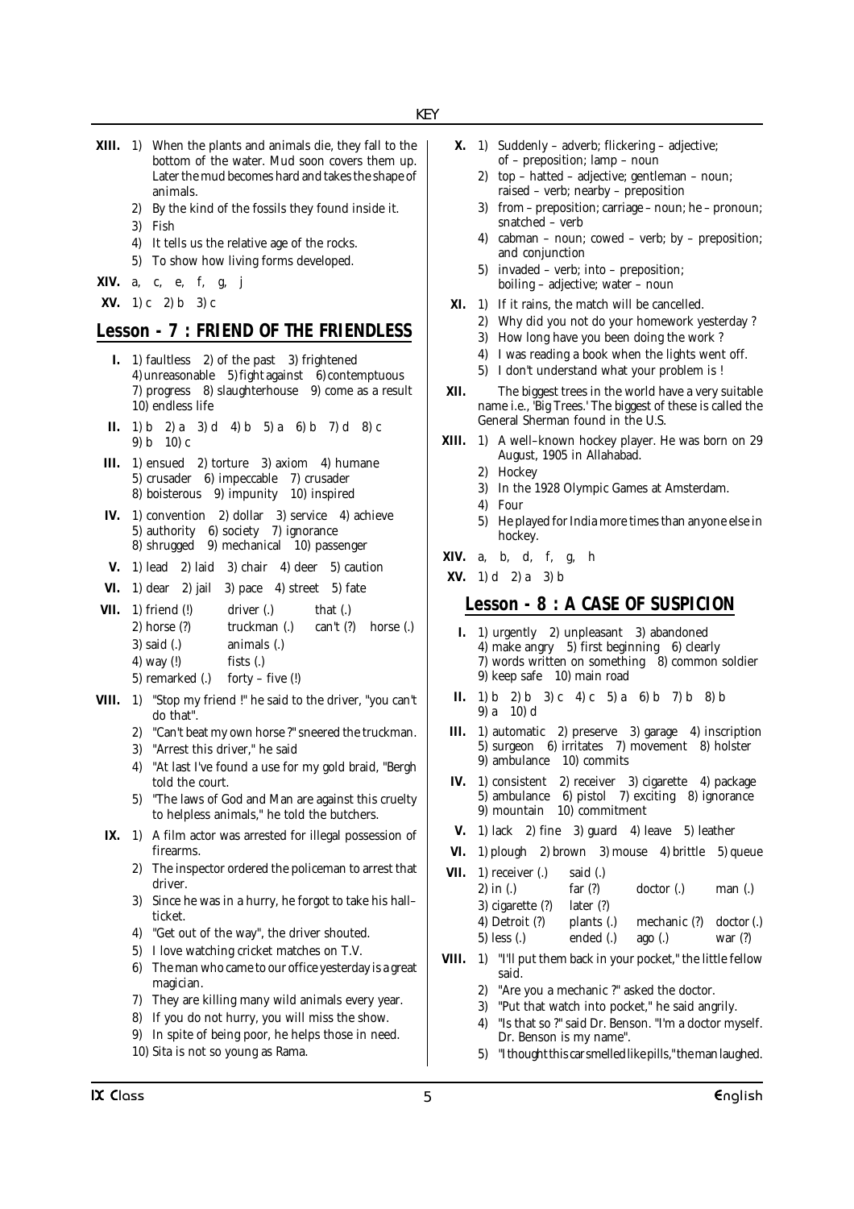**XIII.** 1) When the plants and animals die, they fall to the bottom of the water. Mud soon covers them up. Later the mud becomes hard and takes the shape of animals.
2) By the kind of the fossils they found inside it.
3) Fish
4) It tells us the relative age of the rocks.
5) To show how living forms developed.

**XIV.** a, c, e, f, g, j

**XV.** 1) c 2) b 3) c

## Lesson - 7 : FRIEND OF THE FRIENDLESS

**I.** 1) faultless 2) of the past 3) frightened 4) unreasonable 5) fight against 6) contemptuous 7) progress 8) slaughterhouse 9) come as a result 10) endless life

**II.** 1) b 2) a 3) d 4) b 5) a 6) b 7) d 8) c 9) b 10) c

**III.** 1) ensued 2) torture 3) axiom 4) humane 5) crusader 6) impeccable 7) crusader 8) boisterous 9) impunity 10) inspired

**IV.** 1) convention 2) dollar 3) service 4) achieve 5) authority 6) society 7) ignorance 8) shrugged 9) mechanical 10) passenger

**V.** 1) lead 2) laid 3) chair 4) deer 5) caution

**VI.** 1) dear 2) jail 3) pace 4) street 5) fate

**VII.**
1) friend (!) driver (.) that (.)
2) horse (?) truckman (.) can't (?) horse (.)
3) said (.) animals (.)
4) way (!) fists (.)
5) remarked (.) forty – five (!)

**VIII.** 1) "Stop my friend !" he said to the driver, "you can't do that".
2) "Can't beat my own horse ?" sneered the truckman.
3) "Arrest this driver," he said
4) "At last I've found a use for my gold braid, "Bergh told the court.
5) "The laws of God and Man are against this cruelty to helpless animals," he told the butchers.

**IX.** 1) A film actor was arrested for illegal possession of firearms.
2) The inspector ordered the policeman to arrest that driver.
3) Since he was in a hurry, he forgot to take his hall–ticket.
4) "Get out of the way", the driver shouted.
5) I love watching cricket matches on T.V.
6) The man who came to our office yesterday is a great magician.
7) They are killing many wild animals every year.
8) If you do not hurry, you will miss the show.
9) In spite of being poor, he helps those in need.
10) Sita is not so young as Rama.

**X.** 1) Suddenly – adverb; flickering – adjective; of – preposition; lamp – noun
2) top – hatted – adjective; gentleman – noun; raised – verb; nearby – preposition
3) from – preposition; carriage – noun; he – pronoun; snatched – verb
4) cabman – noun; cowed – verb; by – preposition; and conjunction
5) invaded – verb; into – preposition; boiling – adjective; water – noun

**XI.** 1) If it rains, the match will be cancelled.
2) Why did you not do your homework yesterday ?
3) How long have you been doing the work ?
4) I was reading a book when the lights went off.
5) I don't understand what your problem is !

**XII.** The biggest trees in the world have a very suitable name i.e., 'Big Trees.' The biggest of these is called the General Sherman found in the U.S.

**XIII.** 1) A well–known hockey player. He was born on 29 August, 1905 in Allahabad.
2) Hockey
3) In the 1928 Olympic Games at Amsterdam.
4) Four
5) He played for India more times than anyone else in hockey.

**XIV.** a, b, d, f, g, h

**XV.** 1) d 2) a 3) b

## Lesson - 8 : A CASE OF SUSPICION

**I.** 1) urgently 2) unpleasant 3) abandoned 4) make angry 5) first beginning 6) clearly 7) words written on something 8) common soldier 9) keep safe 10) main road

**II.** 1) b 2) b 3) c 4) c 5) a 6) b 7) b 8) b 9) a 10) d

**III.** 1) automatic 2) preserve 3) garage 4) inscription 5) surgeon 6) irritates 7) movement 8) holster 9) ambulance 10) commits

**IV.** 1) consistent 2) receiver 3) cigarette 4) package 5) ambulance 6) pistol 7) exciting 8) ignorance 9) mountain 10) commitment

**V.** 1) lack 2) fine 3) guard 4) leave 5) leather

**VI.** 1) plough 2) brown 3) mouse 4) brittle 5) queue

**VII.**
1) receiver (.) said (.)
2) in (.) far (?) doctor (.) man (.)
3) cigarette (?) later (?)
4) Detroit (?) plants (.) mechanic (?) doctor (.)
5) less (.) ended (.) ago (.) war (?)

**VIII.** 1) "I'll put them back in your pocket," the little fellow said.
2) "Are you a mechanic ?" asked the doctor.
3) "Put that watch into pocket," he said angrily.
4) "Is that so ?" said Dr. Benson. "I'm a doctor myself. Dr. Benson is my name".
5) "I thought this car smelled like pills," the man laughed.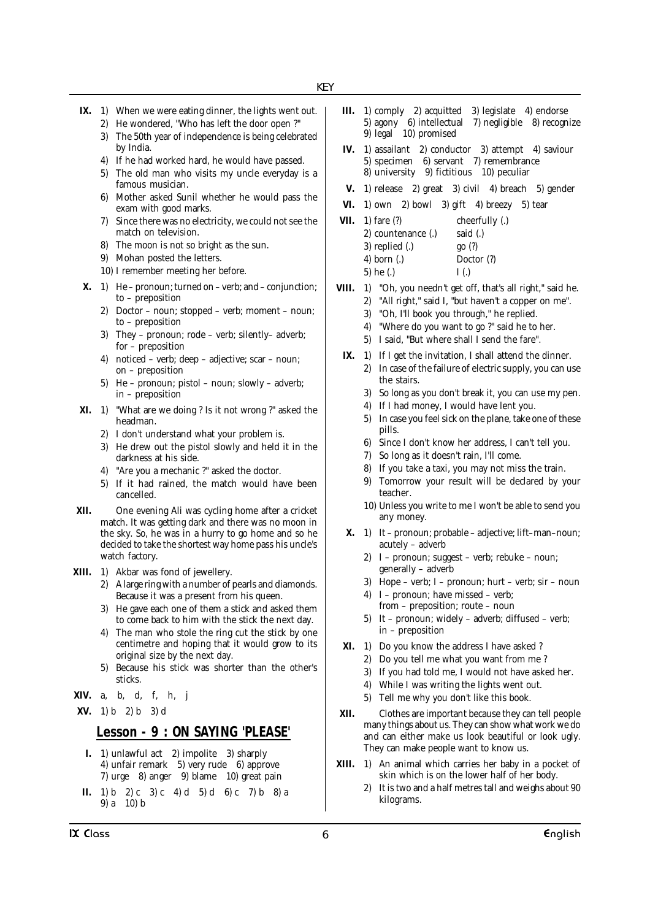**IX.** 1) When we were eating dinner, the lights went out.
2) He wondered, "Who has left the door open ?"
3) The 50th year of independence is being celebrated by India.
4) If he had worked hard, he would have passed.
5) The old man who visits my uncle everyday is a famous musician.
6) Mother asked Sunil whether he would pass the exam with good marks.
7) Since there was no electricity, we could not see the match on television.
8) The moon is not so bright as the sun.
9) Mohan posted the letters.
10) I remember meeting her before.

**X.** 1) He – pronoun; turned on – verb; and – conjunction; to – preposition
2) Doctor – noun; stopped – verb; moment – noun; to – preposition
3) They – pronoun; rode – verb; silently– adverb; for – preposition
4) noticed – verb; deep – adjective; scar – noun; on – preposition
5) He – pronoun; pistol – noun; slowly – adverb; in – preposition

**XI.** 1) "What are we doing ? Is it not wrong ?" asked the headman.
2) I don't understand what your problem is.
3) He drew out the pistol slowly and held it in the darkness at his side.
4) "Are you a mechanic ?" asked the doctor.
5) If it had rained, the match would have been cancelled.

**XII.** One evening Ali was cycling home after a cricket match. It was getting dark and there was no moon in the sky. So, he was in a hurry to go home and so he decided to take the shortest way home pass his uncle's watch factory.

**XIII.** 1) Akbar was fond of jewellery.
2) A large ring with a number of pearls and diamonds. Because it was a present from his queen.
3) He gave each one of them a stick and asked them to come back to him with the stick the next day.
4) The man who stole the ring cut the stick by one centimetre and hoping that it would grow to its original size by the next day.
5) Because his stick was shorter than the other's sticks.

**XIV.** a, b, d, f, h, j

**XV.** 1) b 2) b 3) d

## Lesson - 9 : ON SAYING 'PLEASE'

**I.** 1) unlawful act 2) impolite 3) sharply 4) unfair remark 5) very rude 6) approve 7) urge 8) anger 9) blame 10) great pain

**II.** 1) b 2) c 3) c 4) d 5) d 6) c 7) b 8) a 9) a 10) b

**III.** 1) comply 2) acquitted 3) legislate 4) endorse 5) agony 6) intellectual 7) negligible 8) recognize 9) legal 10) promised

**IV.** 1) assailant 2) conductor 3) attempt 4) saviour 5) specimen 6) servant 7) remembrance 8) university 9) fictitious 10) peculiar

**V.** 1) release 2) great 3) civil 4) breach 5) gender

**VI.** 1) own 2) bowl 3) gift 4) breezy 5) tear

**VII.**

| | |
|---|---|
| 1) fare (?) | cheerfully (.) |
| 2) countenance (.) | said (.) |
| 3) replied (.) | go (?) |
| 4) born (.) | Doctor (?) |
| 5) he (.) | I (.) |

**VIII.** 1) "Oh, you needn't get off, that's all right," said he.
2) "All right," said I, "but haven't a copper on me".
3) "Oh, I'll book you through," he replied.
4) "Where do you want to go ?" said he to her.
5) I said, "But where shall I send the fare".

**IX.** 1) If I get the invitation, I shall attend the dinner.
2) In case of the failure of electric supply, you can use the stairs.
3) So long as you don't break it, you can use my pen.
4) If I had money, I would have lent you.
5) In case you feel sick on the plane, take one of these pills.
6) Since I don't know her address, I can't tell you.
7) So long as it doesn't rain, I'll come.
8) If you take a taxi, you may not miss the train.
9) Tomorrow your result will be declared by your teacher.
10) Unless you write to me I won't be able to send you any money.

**X.** 1) It – pronoun; probable – adjective; lift–man–noun; acutely – adverb
2) I – pronoun; suggest – verb; rebuke – noun; generally – adverb
3) Hope – verb; I – pronoun; hurt – verb; sir – noun
4) I – pronoun; have missed – verb; from – preposition; route – noun
5) It – pronoun; widely – adverb; diffused – verb; in – preposition

**XI.** 1) Do you know the address I have asked ?
2) Do you tell me what you want from me ?
3) If you had told me, I would not have asked her.
4) While I was writing the lights went out.
5) Tell me why you don't like this book.

**XII.** Clothes are important because they can tell people many things about us. They can show what work we do and can either make us look beautiful or look ugly. They can make people want to know us.

**XIII.** 1) An animal which carries her baby in a pocket of skin which is on the lower half of her body.
2) It is two and a half metres tall and weighs about 90 kilograms.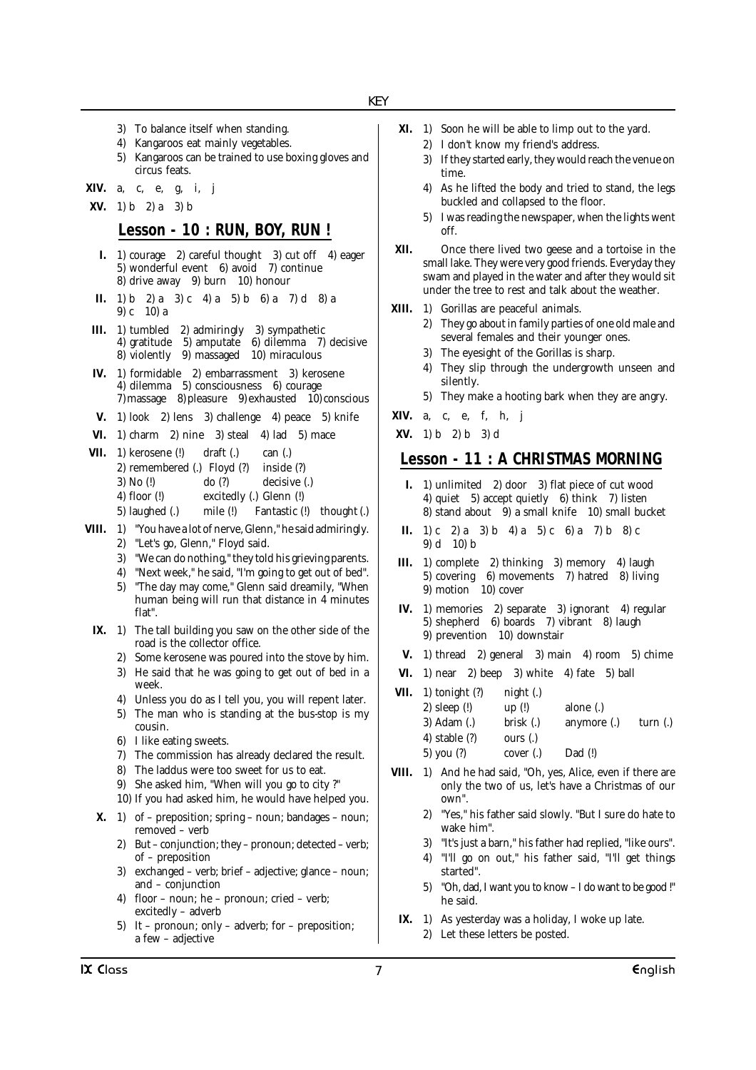3) To balance itself when standing.
4) Kangaroos eat mainly vegetables.
5) Kangaroos can be trained to use boxing gloves and circus feats.

**XIV.** a, c, e, g, i, j

**XV.** 1) b 2) a 3) b

## Lesson - 10 : RUN, BOY, RUN !

**I.** 1) courage 2) careful thought 3) cut off 4) eager 5) wonderful event 6) avoid 7) continue 8) drive away 9) burn 10) honour

**II.** 1) b 2) a 3) c 4) a 5) b 6) a 7) d 8) a 9) c 10) a

**III.** 1) tumbled 2) admiringly 3) sympathetic 4) gratitude 5) amputate 6) dilemma 7) decisive 8) violently 9) massaged 10) miraculous

**IV.** 1) formidable 2) embarrassment 3) kerosene 4) dilemma 5) consciousness 6) courage 7) massage 8) pleasure 9) exhausted 10) conscious

**V.** 1) look 2) lens 3) challenge 4) peace 5) knife

**VI.** 1) charm 2) nine 3) steal 4) lad 5) mace

**VII.**
1) kerosene (!) draft (.) can (.)
2) remembered (.) Floyd (?) inside (?)
3) No (!) do (?) decisive (.)
4) floor (!) excitedly (.) Glenn (!)
5) laughed (.) mile (!) Fantastic (!) thought (.)

**VIII.**
1) "You have a lot of nerve, Glenn," he said admiringly.
2) "Let's go, Glenn," Floyd said.
3) "We can do nothing," they told his grieving parents.
4) "Next week," he said, "I'm going to get out of bed".
5) "The day may come," Glenn said dreamily, "When human being will run that distance in 4 minutes flat".

**IX.**
1) The tall building you saw on the other side of the road is the collector office.
2) Some kerosene was poured into the stove by him.
3) He said that he was going to get out of bed in a week.
4) Unless you do as I tell you, you will repent later.
5) The man who is standing at the bus-stop is my cousin.
6) I like eating sweets.
7) The commission has already declared the result.
8) The laddus were too sweet for us to eat.
9) She asked him, "When will you go to city ?"
10) If you had asked him, he would have helped you.

**X.**
1) of – preposition; spring – noun; bandages – noun; removed – verb
2) But – conjunction; they – pronoun; detected – verb; of – preposition
3) exchanged – verb; brief – adjective; glance – noun; and – conjunction
4) floor – noun; he – pronoun; cried – verb; excitedly – adverb
5) It – pronoun; only – adverb; for – preposition; a few – adjective

**XI.**
1) Soon he will be able to limp out to the yard.
2) I don't know my friend's address.
3) If they started early, they would reach the venue on time.
4) As he lifted the body and tried to stand, the legs buckled and collapsed to the floor.
5) I was reading the newspaper, when the lights went off.

**XII.** Once there lived two geese and a tortoise in the small lake. They were very good friends. Everyday they swam and played in the water and after they would sit under the tree to rest and talk about the weather.

**XIII.**
1) Gorillas are peaceful animals.
2) They go about in family parties of one old male and several females and their younger ones.
3) The eyesight of the Gorillas is sharp.
4) They slip through the undergrowth unseen and silently.
5) They make a hooting bark when they are angry.

**XIV.** a, c, e, f, h, j

**XV.** 1) b 2) b 3) d

## Lesson - 11 : A CHRISTMAS MORNING

**I.** 1) unlimited 2) door 3) flat piece of cut wood 4) quiet 5) accept quietly 6) think 7) listen 8) stand about 9) a small knife 10) small bucket

**II.** 1) c 2) a 3) b 4) a 5) c 6) a 7) b 8) c 9) d 10) b

**III.** 1) complete 2) thinking 3) memory 4) laugh 5) covering 6) movements 7) hatred 8) living 9) motion 10) cover

**IV.** 1) memories 2) separate 3) ignorant 4) regular 5) shepherd 6) boards 7) vibrant 8) laugh 9) prevention 10) downstair

**V.** 1) thread 2) general 3) main 4) room 5) chime

**VI.** 1) near 2) beep 3) white 4) fate 5) ball

**VII.**
1) tonight (?) night (.)
2) sleep (!) up (!) alone (.)
3) Adam (.) brisk (.) anymore (.) turn (.)
4) stable (?) ours (.)
5) you (?) cover (.) Dad (!)

**VIII.**
1) And he had said, "Oh, yes, Alice, even if there are only the two of us, let's have a Christmas of our own".
2) "Yes," his father said slowly. "But I sure do hate to wake him".
3) "It's just a barn," his father had replied, "like ours".
4) "I'll go on out," his father said, "I'll get things started".
5) "Oh, dad, I want you to know – I do want to be good !" he said.

**IX.**
1) As yesterday was a holiday, I woke up late.
2) Let these letters be posted.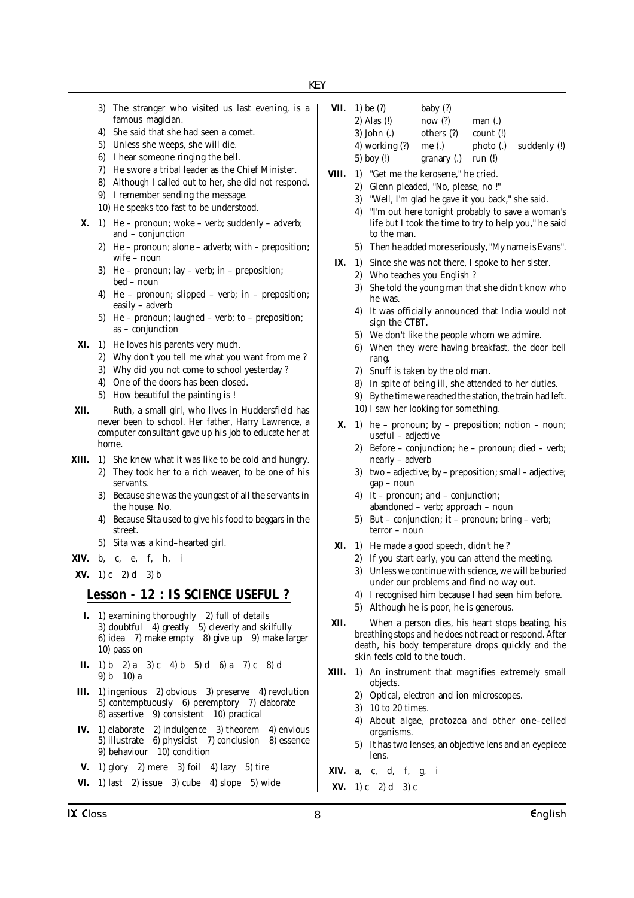3) The stranger who visited us last evening, is a famous magician.
4) She said that she had seen a comet.
5) Unless she weeps, she will die.
6) I hear someone ringing the bell.
7) He swore a tribal leader as the Chief Minister.
8) Although I called out to her, she did not respond.
9) I remember sending the message.
10) He speaks too fast to be understood.

**X.** 1) He – pronoun; woke – verb; suddenly – adverb; and – conjunction
2) He – pronoun; alone – adverb; with – preposition; wife – noun
3) He – pronoun; lay – verb; in – preposition; bed – noun
4) He – pronoun; slipped – verb; in – preposition; easily – adverb
5) He – pronoun; laughed – verb; to – preposition; as – conjunction

**XI.** 1) He loves his parents very much.
2) Why don't you tell me what you want from me ?
3) Why did you not come to school yesterday ?
4) One of the doors has been closed.
5) How beautiful the painting is !

**XII.** Ruth, a small girl, who lives in Huddersfield has never been to school. Her father, Harry Lawrence, a computer consultant gave up his job to educate her at home.

**XIII.** 1) She knew what it was like to be cold and hungry.
2) They took her to a rich weaver, to be one of his servants.
3) Because she was the youngest of all the servants in the house. No.
4) Because Sita used to give his food to beggars in the street.
5) Sita was a kind–hearted girl.

**XIV.** b, c, e, f, h, i

**XV.** 1) c 2) d 3) b

## Lesson - 12 : IS SCIENCE USEFUL ?

**I.** 1) examining thoroughly 2) full of details 3) doubtful 4) greatly 5) cleverly and skilfully 6) idea 7) make empty 8) give up 9) make larger 10) pass on

**II.** 1) b 2) a 3) c 4) b 5) d 6) a 7) c 8) d 9) b 10) a

**III.** 1) ingenious 2) obvious 3) preserve 4) revolution 5) contemptuously 6) peremptory 7) elaborate 8) assertive 9) consistent 10) practical

**IV.** 1) elaborate 2) indulgence 3) theorem 4) envious 5) illustrate 6) physicist 7) conclusion 8) essence 9) behaviour 10) condition

**V.** 1) glory 2) mere 3) foil 4) lazy 5) tire

**VI.** 1) last 2) issue 3) cube 4) slope 5) wide

**VII.** 1) be (?) baby (?)
2) Alas (!) now (?) man (.)
3) John (.) others (?) count (!)
4) working (?) me (.) photo (.) suddenly (!)
5) boy (!) granary (.) run (!)

**VIII.** 1) "Get me the kerosene," he cried.
2) Glenn pleaded, "No, please, no !"
3) "Well, I'm glad he gave it you back," she said.
4) "I'm out here tonight probably to save a woman's life but I took the time to try to help you," he said to the man.
5) Then he added more seriously, "My name is Evans".

**IX.** 1) Since she was not there, I spoke to her sister.
2) Who teaches you English ?
3) She told the young man that she didn't know who he was.
4) It was officially announced that India would not sign the CTBT.
5) We don't like the people whom we admire.
6) When they were having breakfast, the door bell rang.
7) Snuff is taken by the old man.
8) In spite of being ill, she attended to her duties.
9) By the time we reached the station, the train had left.
10) I saw her looking for something.

**X.** 1) he – pronoun; by – preposition; notion – noun; useful – adjective
2) Before – conjunction; he – pronoun; died – verb; nearly – adverb
3) two – adjective; by – preposition; small – adjective; gap – noun
4) It – pronoun; and – conjunction; abandoned – verb; approach – noun
5) But – conjunction; it – pronoun; bring – verb; terror – noun

**XI.** 1) He made a good speech, didn't he ?
2) If you start early, you can attend the meeting.
3) Unless we continue with science, we will be buried under our problems and find no way out.
4) I recognised him because I had seen him before.
5) Although he is poor, he is generous.

**XII.** When a person dies, his heart stops beating, his breathing stops and he does not react or respond. After death, his body temperature drops quickly and the skin feels cold to the touch.

**XIII.** 1) An instrument that magnifies extremely small objects.
2) Optical, electron and ion microscopes.
3) 10 to 20 times.
4) About algae, protozoa and other one–celled organisms.
5) It has two lenses, an objective lens and an eyepiece lens.

**XIV.** a, c, d, f, g, i

**XV.** 1) c 2) d 3) c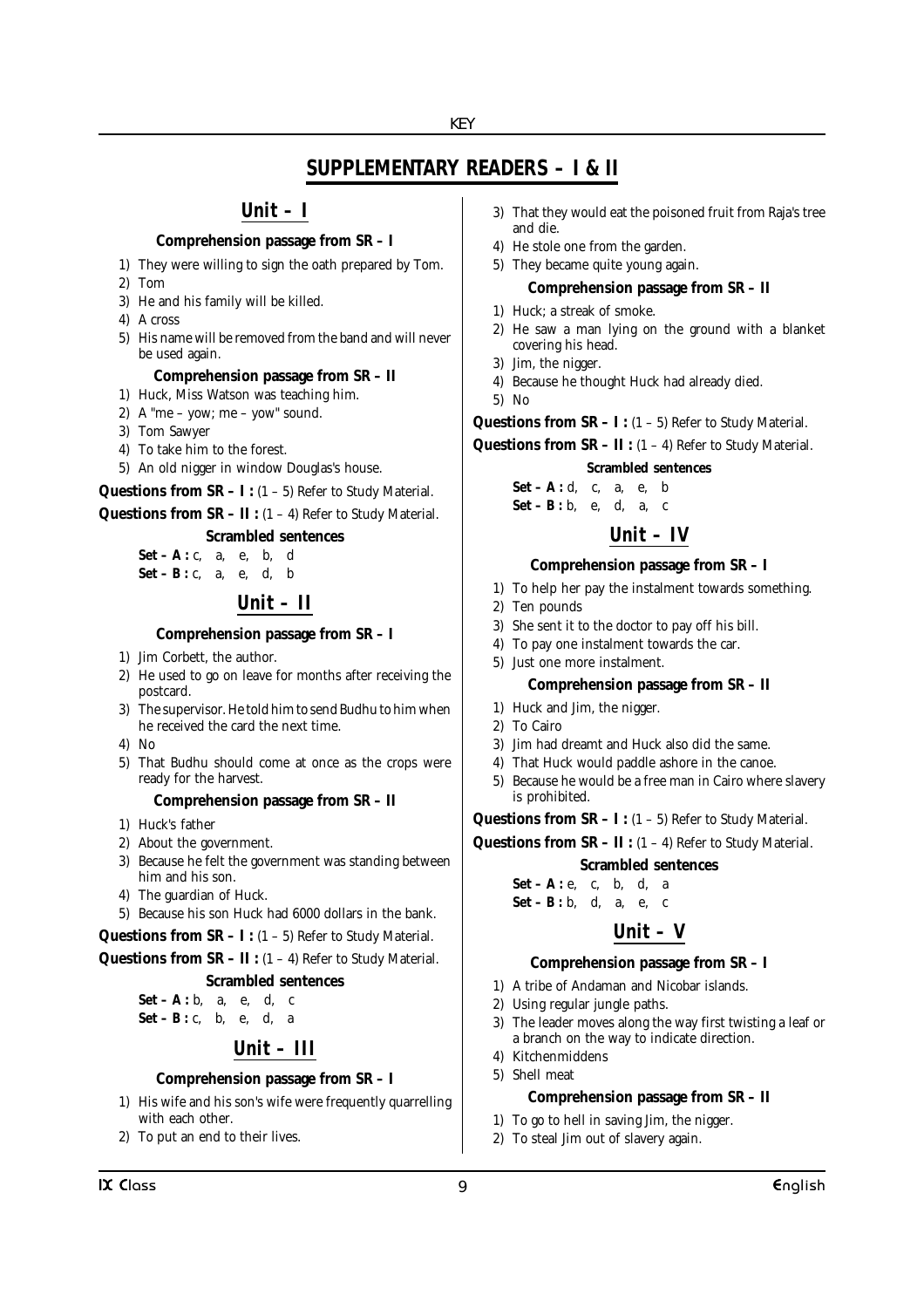# SUPPLEMENTARY READERS – I & II

## Unit – I

### Comprehension passage from SR – I

1) They were willing to sign the oath prepared by Tom.
2) Tom
3) He and his family will be killed.
4) A cross
5) His name will be removed from the band and will never be used again.

### Comprehension passage from SR – II

1) Huck, Miss Watson was teaching him.
2) A "me – yow; me – yow" sound.
3) Tom Sawyer
4) To take him to the forest.
5) An old nigger in window Douglas's house.

**Questions from SR – I :** (1 – 5) Refer to Study Material.

**Questions from SR – II :** (1 – 4) Refer to Study Material.

### Scrambled sentences

**Set – A :** c, a, e, b, d

**Set – B :** c, a, e, d, b

## Unit – II

### Comprehension passage from SR – I

1) Jim Corbett, the author.
2) He used to go on leave for months after receiving the postcard.
3) The supervisor. He told him to send Budhu to him when he received the card the next time.
4) No
5) That Budhu should come at once as the crops were ready for the harvest.

### Comprehension passage from SR – II

1) Huck's father
2) About the government.
3) Because he felt the government was standing between him and his son.
4) The guardian of Huck.
5) Because his son Huck had 6000 dollars in the bank.

**Questions from SR – I :** (1 – 5) Refer to Study Material.

**Questions from SR – II :** (1 – 4) Refer to Study Material.

### Scrambled sentences

**Set – A :** b, a, e, d, c

**Set – B :** c, b, e, d, a

## Unit – III

### Comprehension passage from SR – I

1) His wife and his son's wife were frequently quarrelling with each other.
2) To put an end to their lives.
3) That they would eat the poisoned fruit from Raja's tree and die.
4) He stole one from the garden.
5) They became quite young again.

### Comprehension passage from SR – II

1) Huck; a streak of smoke.
2) He saw a man lying on the ground with a blanket covering his head.
3) Jim, the nigger.
4) Because he thought Huck had already died.
5) No

**Questions from SR – I :** (1 – 5) Refer to Study Material.

**Questions from SR – II :** (1 – 4) Refer to Study Material.

### Scrambled sentences

**Set – A :** d, c, a, e, b

**Set – B :** b, e, d, a, c

## Unit – IV

### Comprehension passage from SR – I

1) To help her pay the instalment towards something.
2) Ten pounds
3) She sent it to the doctor to pay off his bill.
4) To pay one instalment towards the car.
5) Just one more instalment.

### Comprehension passage from SR – II

1) Huck and Jim, the nigger.
2) To Cairo
3) Jim had dreamt and Huck also did the same.
4) That Huck would paddle ashore in the canoe.
5) Because he would be a free man in Cairo where slavery is prohibited.

**Questions from SR – I :** (1 – 5) Refer to Study Material.

**Questions from SR – II :** (1 – 4) Refer to Study Material.

### Scrambled sentences

**Set – A :** e, c, b, d, a

**Set – B :** b, d, a, e, c

## Unit – V

### Comprehension passage from SR – I

1) A tribe of Andaman and Nicobar islands.
2) Using regular jungle paths.
3) The leader moves along the way first twisting a leaf or a branch on the way to indicate direction.
4) Kitchenmiddens
5) Shell meat

### Comprehension passage from SR – II

1) To go to hell in saving Jim, the nigger.
2) To steal Jim out of slavery again.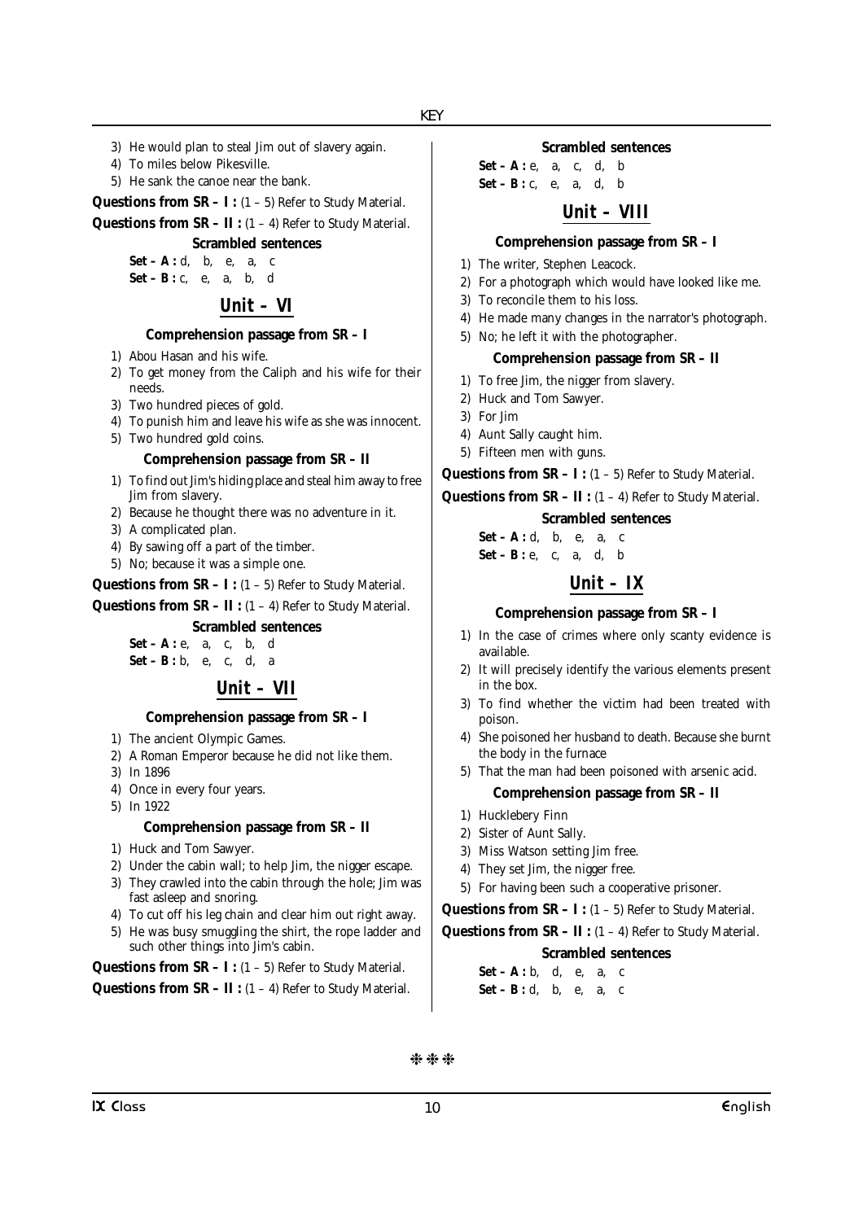3) He would plan to steal Jim out of slavery again.
4) To miles below Pikesville.
5) He sank the canoe near the bank.

**Questions from SR – I :** (1 – 5) Refer to Study Material.

**Questions from SR – II :** (1 – 4) Refer to Study Material.

**Scrambled sentences**

**Set – A :** d, b, e, a, c

**Set – B :** c, e, a, b, d

## Unit – VI

### Comprehension passage from SR – I

1) Abou Hasan and his wife.
2) To get money from the Caliph and his wife for their needs.
3) Two hundred pieces of gold.
4) To punish him and leave his wife as she was innocent.
5) Two hundred gold coins.

### Comprehension passage from SR – II

1) To find out Jim's hiding place and steal him away to free Jim from slavery.
2) Because he thought there was no adventure in it.
3) A complicated plan.
4) By sawing off a part of the timber.
5) No; because it was a simple one.

**Questions from SR – I :** (1 – 5) Refer to Study Material.

**Questions from SR – II :** (1 – 4) Refer to Study Material.

**Scrambled sentences**

**Set – A :** e, a, c, b, d

**Set – B :** b, e, c, d, a

## Unit – VII

### Comprehension passage from SR – I

1) The ancient Olympic Games.
2) A Roman Emperor because he did not like them.
3) In 1896
4) Once in every four years.
5) In 1922

### Comprehension passage from SR – II

1) Huck and Tom Sawyer.
2) Under the cabin wall; to help Jim, the nigger escape.
3) They crawled into the cabin through the hole; Jim was fast asleep and snoring.
4) To cut off his leg chain and clear him out right away.
5) He was busy smuggling the shirt, the rope ladder and such other things into Jim's cabin.

**Questions from SR – I :** (1 – 5) Refer to Study Material.

**Questions from SR – II :** (1 – 4) Refer to Study Material.

**Scrambled sentences**

**Set – A :** e, a, c, d, b

**Set – B :** c, e, a, d, b

## Unit – VIII

### Comprehension passage from SR – I

1) The writer, Stephen Leacock.
2) For a photograph which would have looked like me.
3) To reconcile them to his loss.
4) He made many changes in the narrator's photograph.
5) No; he left it with the photographer.

### Comprehension passage from SR – II

1) To free Jim, the nigger from slavery.
2) Huck and Tom Sawyer.
3) For Jim
4) Aunt Sally caught him.
5) Fifteen men with guns.

**Questions from SR – I :** (1 – 5) Refer to Study Material.

**Questions from SR – II :** (1 – 4) Refer to Study Material.

**Scrambled sentences**

**Set – A :** d, b, e, a, c

**Set – B :** e, c, a, d, b

## Unit – IX

### Comprehension passage from SR – I

1) In the case of crimes where only scanty evidence is available.
2) It will precisely identify the various elements present in the box.
3) To find whether the victim had been treated with poison.
4) She poisoned her husband to death. Because she burnt the body in the furnace
5) That the man had been poisoned with arsenic acid.

### Comprehension passage from SR – II

1) Hucklebery Finn
2) Sister of Aunt Sally.
3) Miss Watson setting Jim free.
4) They set Jim, the nigger free.
5) For having been such a cooperative prisoner.

**Questions from SR – I :** (1 – 5) Refer to Study Material.

**Questions from SR – II :** (1 – 4) Refer to Study Material.

**Scrambled sentences**

**Set – A :** b, d, e, a, c

**Set – B :** d, b, e, a, c

❉ ❉ ❉